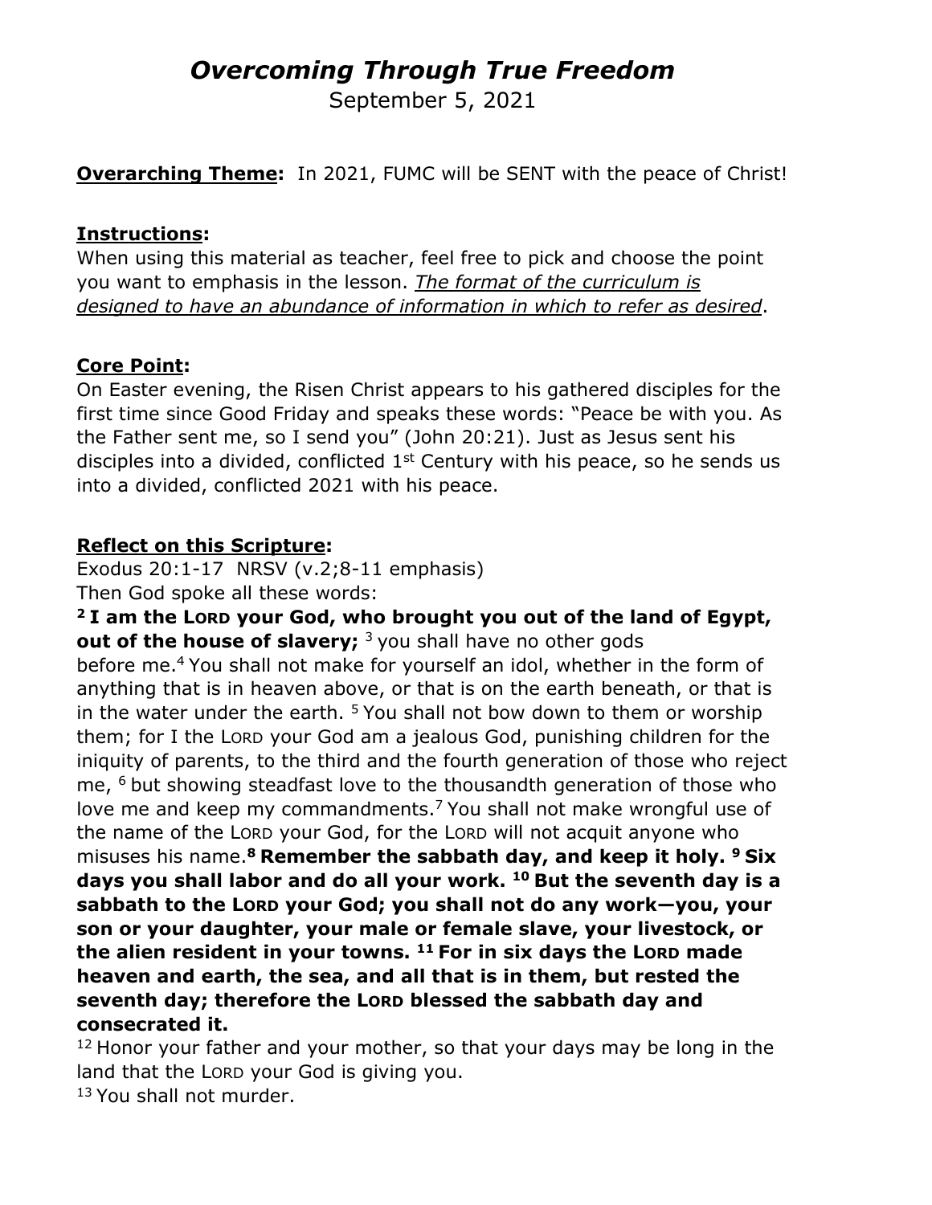# *Overcoming Through True Freedom*

September 5, 2021

**<u>Overarching Theme</u>:** In 2021, FUMC will be SENT with the peace of Christ!

**<u>Instructions</u>:**
When using this material as teacher, feel free to pick and choose the point you want to emphasis in the lesson. *<u>The format of the curriculum is designed to have an abundance of information in which to refer as desired</u>*.

**<u>Core Point</u>:**
On Easter evening, the Risen Christ appears to his gathered disciples for the first time since Good Friday and speaks these words: "Peace be with you. As the Father sent me, so I send you" (John 20:21). Just as Jesus sent his disciples into a divided, conflicted 1st Century with his peace, so he sends us into a divided, conflicted 2021 with his peace.

**<u>Reflect on this Scripture</u>:**
Exodus 20:1-17 NRSV (v.2;8-11 emphasis)
Then God spoke all these words:
**2 I am the LORD your God, who brought you out of the land of Egypt, out of the house of slavery;** 3 you shall have no other gods before me. 4 You shall not make for yourself an idol, whether in the form of anything that is in heaven above, or that is on the earth beneath, or that is in the water under the earth. 5 You shall not bow down to them or worship them; for I the LORD your God am a jealous God, punishing children for the iniquity of parents, to the third and the fourth generation of those who reject me, 6 but showing steadfast love to the thousandth generation of those who love me and keep my commandments. 7 You shall not make wrongful use of the name of the LORD your God, for the LORD will not acquit anyone who misuses his name. **8 Remember the sabbath day, and keep it holy. 9 Six days you shall labor and do all your work. 10 But the seventh day is a sabbath to the LORD your God; you shall not do any work—you, your son or your daughter, your male or female slave, your livestock, or the alien resident in your towns. 11 For in six days the LORD made heaven and earth, the sea, and all that is in them, but rested the seventh day; therefore the LORD blessed the sabbath day and consecrated it.**
12 Honor your father and your mother, so that your days may be long in the land that the LORD your God is giving you.
13 You shall not murder.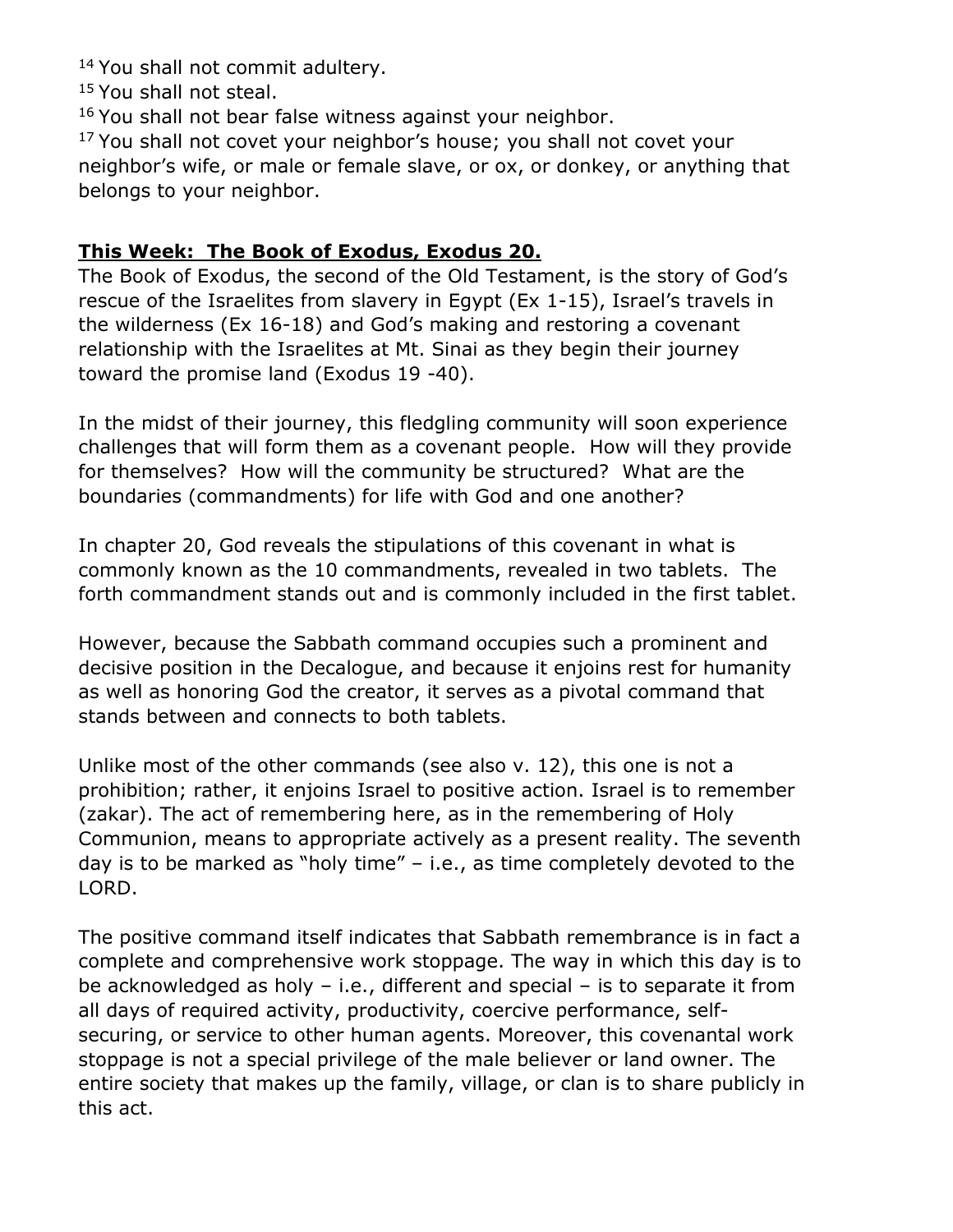[14] You shall not commit adultery.
[15] You shall not steal.
[16] You shall not bear false witness against your neighbor.
[17] You shall not covet your neighbor's house; you shall not covet your neighbor's wife, or male or female slave, or ox, or donkey, or anything that belongs to your neighbor.

## **This Week: The Book of Exodus, Exodus 20.**

The Book of Exodus, the second of the Old Testament, is the story of God's rescue of the Israelites from slavery in Egypt (Ex 1-15), Israel's travels in the wilderness (Ex 16-18) and God's making and restoring a covenant relationship with the Israelites at Mt. Sinai as they begin their journey toward the promise land (Exodus 19 -40).

In the midst of their journey, this fledgling community will soon experience challenges that will form them as a covenant people. How will they provide for themselves? How will the community be structured? What are the boundaries (commandments) for life with God and one another?

In chapter 20, God reveals the stipulations of this covenant in what is commonly known as the 10 commandments, revealed in two tablets. The forth commandment stands out and is commonly included in the first tablet.

However, because the Sabbath command occupies such a prominent and decisive position in the Decalogue, and because it enjoins rest for humanity as well as honoring God the creator, it serves as a pivotal command that stands between and connects to both tablets.

Unlike most of the other commands (see also v. 12), this one is not a prohibition; rather, it enjoins Israel to positive action. Israel is to remember (zakar). The act of remembering here, as in the remembering of Holy Communion, means to appropriate actively as a present reality. The seventh day is to be marked as "holy time" – i.e., as time completely devoted to the LORD.

The positive command itself indicates that Sabbath remembrance is in fact a complete and comprehensive work stoppage. The way in which this day is to be acknowledged as holy – i.e., different and special – is to separate it from all days of required activity, productivity, coercive performance, self-securing, or service to other human agents. Moreover, this covenantal work stoppage is not a special privilege of the male believer or land owner. The entire society that makes up the family, village, or clan is to share publicly in this act.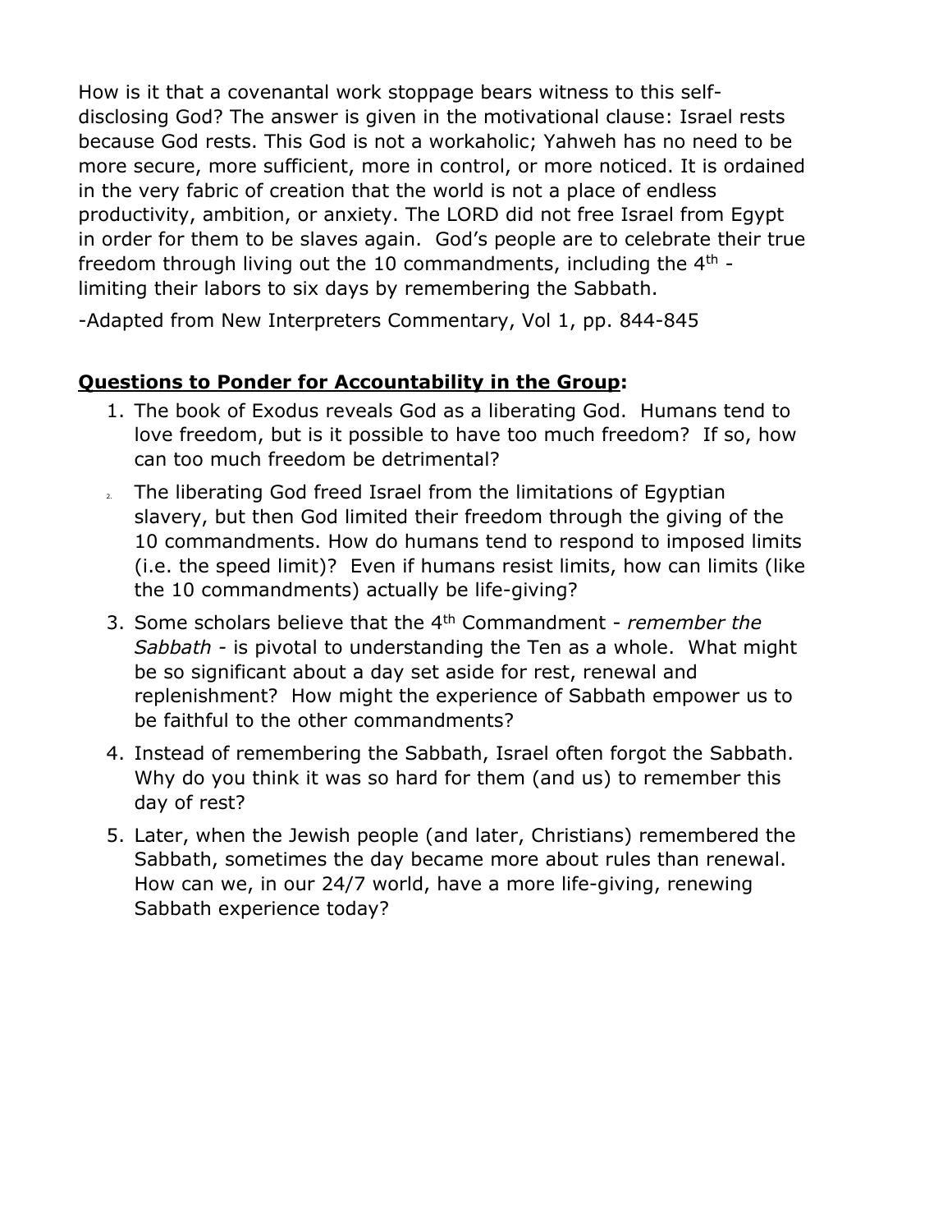How is it that a covenantal work stoppage bears witness to this self-disclosing God? The answer is given in the motivational clause: Israel rests because God rests. This God is not a workaholic; Yahweh has no need to be more secure, more sufficient, more in control, or more noticed. It is ordained in the very fabric of creation that the world is not a place of endless productivity, ambition, or anxiety. The LORD did not free Israel from Egypt in order for them to be slaves again. God's people are to celebrate their true freedom through living out the 10 commandments, including the 4th - limiting their labors to six days by remembering the Sabbath.

-Adapted from New Interpreters Commentary, Vol 1, pp. 844-845

**Questions to Ponder for Accountability in the Group:**

1. The book of Exodus reveals God as a liberating God. Humans tend to love freedom, but is it possible to have too much freedom? If so, how can too much freedom be detrimental?
2. The liberating God freed Israel from the limitations of Egyptian slavery, but then God limited their freedom through the giving of the 10 commandments. How do humans tend to respond to imposed limits (i.e. the speed limit)? Even if humans resist limits, how can limits (like the 10 commandments) actually be life-giving?
3. Some scholars believe that the 4th Commandment - *remember the Sabbath* - is pivotal to understanding the Ten as a whole. What might be so significant about a day set aside for rest, renewal and replenishment? How might the experience of Sabbath empower us to be faithful to the other commandments?
4. Instead of remembering the Sabbath, Israel often forgot the Sabbath. Why do you think it was so hard for them (and us) to remember this day of rest?
5. Later, when the Jewish people (and later, Christians) remembered the Sabbath, sometimes the day became more about rules than renewal. How can we, in our 24/7 world, have a more life-giving, renewing Sabbath experience today?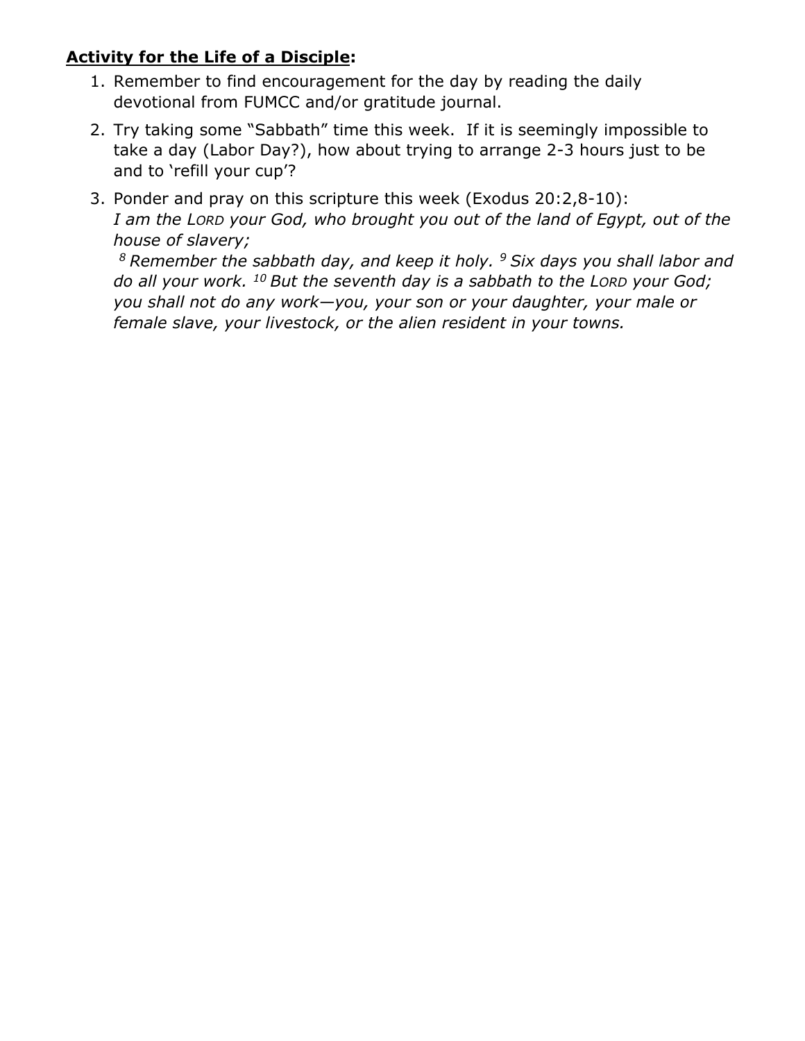**<u>Activity for the Life of a Disciple</u>:**

1. Remember to find encouragement for the day by reading the daily devotional from FUMCC and/or gratitude journal.
2. Try taking some "Sabbath" time this week. If it is seemingly impossible to take a day (Labor Day?), how about trying to arrange 2-3 hours just to be and to 'refill your cup'?
3. Ponder and pray on this scripture this week (Exodus 20:2,8-10):
   *I am the LORD your God, who brought you out of the land of Egypt, out of the house of slavery;*
   *[8] Remember the sabbath day, and keep it holy. [9] Six days you shall labor and do all your work. [10] But the seventh day is a sabbath to the LORD your God; you shall not do any work—you, your son or your daughter, your male or female slave, your livestock, or the alien resident in your towns.*